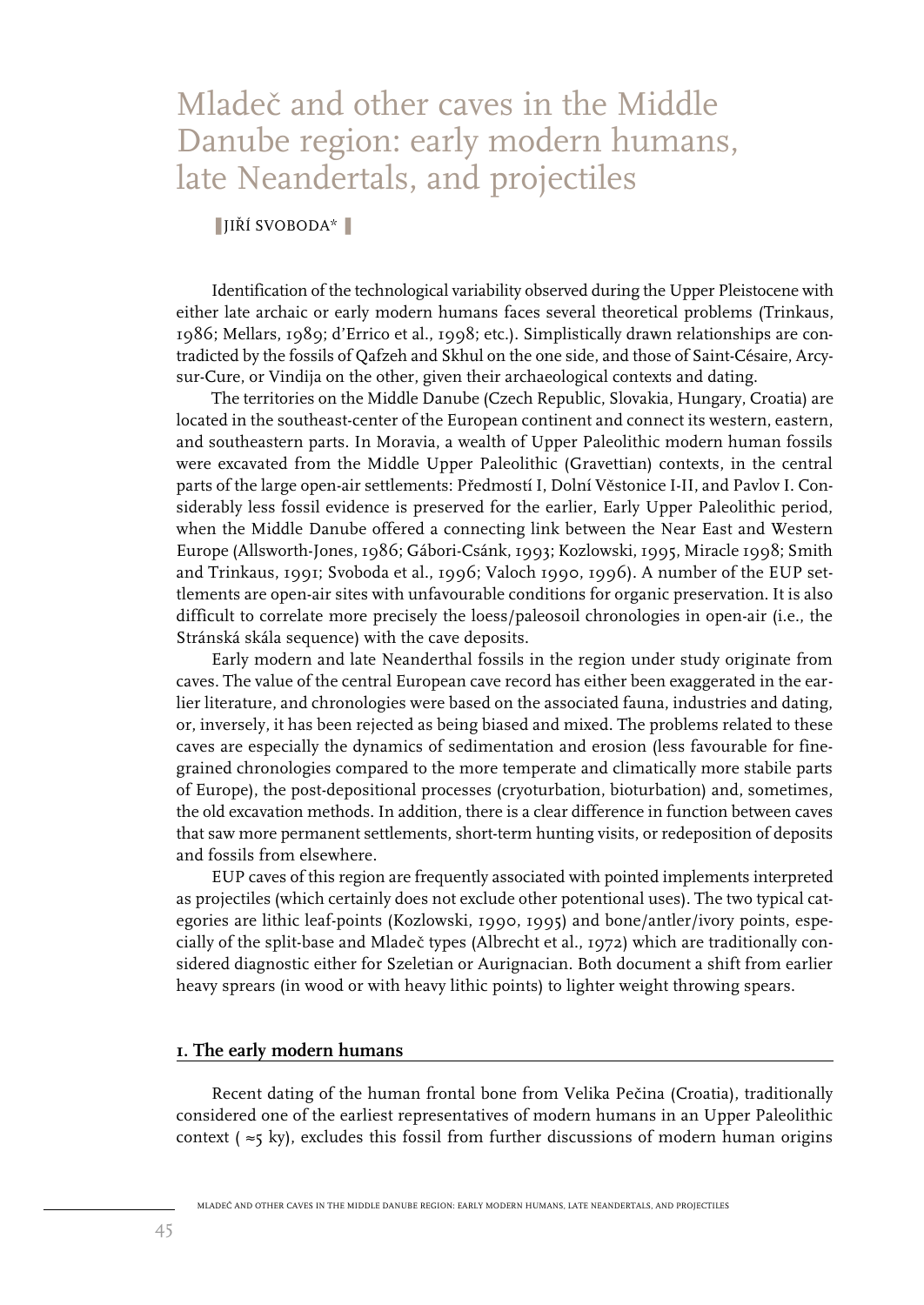# Mladeč and other caves in the Middle Danube region: early modern humans, late Neandertals, and projectiles

JIŘÍ SVOBODA*

Identification of the technological variability observed during the Upper Pleistocene with either late archaic or early modern humans faces several theoretical problems (Trinkaus, 1986; Mellars, 1989; d'Errico et al., 1998; etc.). Simplistically drawn relationships are contradicted by the fossils of Qafzeh and Skhul on the one side, and those of Saint-Césaire, Arcy-sur-Cure, or Vindija on the other, given their archaeological contexts and dating.

The territories on the Middle Danube (Czech Republic, Slovakia, Hungary, Croatia) are located in the southeast-center of the European continent and connect its western, eastern, and southeastern parts. In Moravia, a wealth of Upper Paleolithic modern human fossils were excavated from the Middle Upper Paleolithic (Gravettian) contexts, in the central parts of the large open-air settlements: Předmostí I, Dolní Věstonice I-II, and Pavlov I. Considerably less fossil evidence is preserved for the earlier, Early Upper Paleolithic period, when the Middle Danube offered a connecting link between the Near East and Western Europe (Allsworth-Jones, 1986; Gábori-Csánk, 1993; Kozlowski, 1995, Miracle 1998; Smith and Trinkaus, 1991; Svoboda et al., 1996; Valoch 1990, 1996). A number of the EUP settlements are open-air sites with unfavourable conditions for organic preservation. It is also difficult to correlate more precisely the loess/paleosoil chronologies in open-air (i.e., the Stránská skála sequence) with the cave deposits.

Early modern and late Neanderthal fossils in the region under study originate from caves. The value of the central European cave record has either been exaggerated in the earlier literature, and chronologies were based on the associated fauna, industries and dating, or, inversely, it has been rejected as being biased and mixed. The problems related to these caves are especially the dynamics of sedimentation and erosion (less favourable for fine-grained chronologies compared to the more temperate and climatically more stabile parts of Europe), the post-depositional processes (cryoturbation, bioturbation) and, sometimes, the old excavation methods. In addition, there is a clear difference in function between caves that saw more permanent settlements, short-term hunting visits, or redeposition of deposits and fossils from elsewhere.

EUP caves of this region are frequently associated with pointed implements interpreted as projectiles (which certainly does not exclude other potentional uses). The two typical categories are lithic leaf-points (Kozlowski, 1990, 1995) and bone/antler/ivory points, especially of the split-base and Mladeč types (Albrecht et al., 1972) which are traditionally considered diagnostic either for Szeletian or Aurignacian. Both document a shift from earlier heavy sprears (in wood or with heavy lithic points) to lighter weight throwing spears.

## 1. The early modern humans

Recent dating of the human frontal bone from Velika Pečina (Croatia), traditionally considered one of the earliest representatives of modern humans in an Upper Paleolithic context ( ≈5 ky), excludes this fossil from further discussions of modern human origins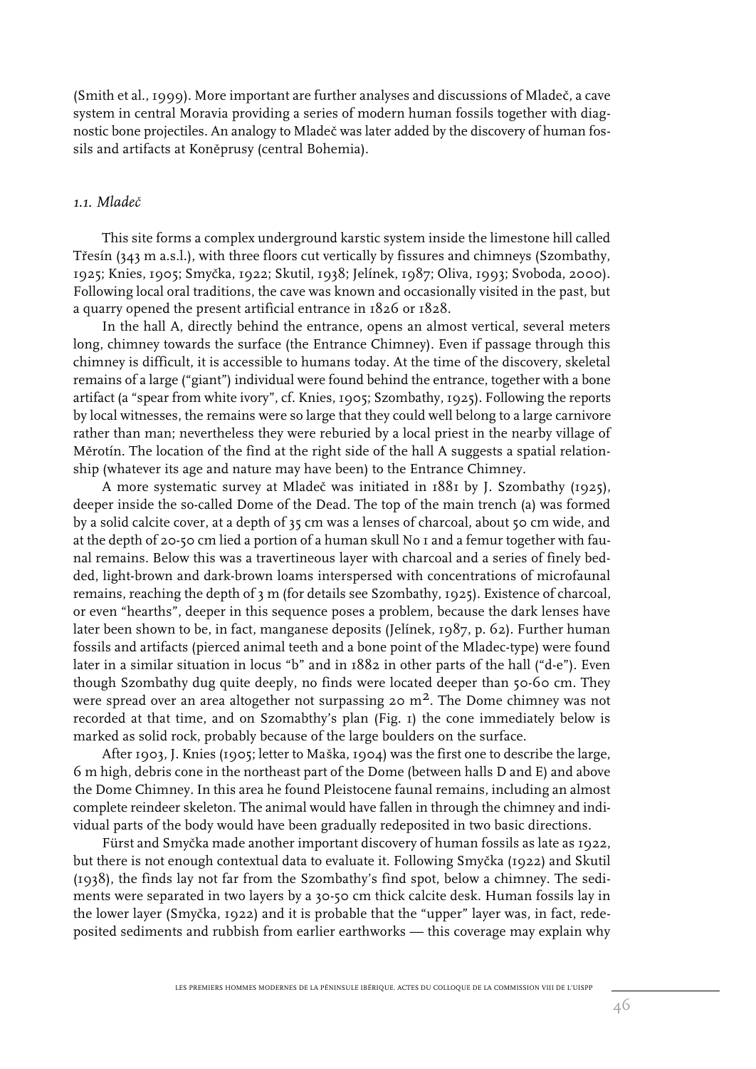(Smith et al., 1999). More important are further analyses and discussions of Mladeč, a cave system in central Moravia providing a series of modern human fossils together with diagnostic bone projectiles. An analogy to Mladeč was later added by the discovery of human fossils and artifacts at Koněprusy (central Bohemia).

### *1.1. Mladeč*

This site forms a complex underground karstic system inside the limestone hill called Třesín (343 m a.s.l.), with three floors cut vertically by fissures and chimneys (Szombathy, 1925; Knies, 1905; Smyčka, 1922; Skutil, 1938; Jelínek, 1987; Oliva, 1993; Svoboda, 2000). Following local oral traditions, the cave was known and occasionally visited in the past, but a quarry opened the present artificial entrance in 1826 or 1828.

In the hall A, directly behind the entrance, opens an almost vertical, several meters long, chimney towards the surface (the Entrance Chimney). Even if passage through this chimney is difficult, it is accessible to humans today. At the time of the discovery, skeletal remains of a large ("giant") individual were found behind the entrance, together with a bone artifact (a "spear from white ivory", cf. Knies, 1905; Szombathy, 1925). Following the reports by local witnesses, the remains were so large that they could well belong to a large carnivore rather than man; nevertheless they were reburied by a local priest in the nearby village of Měrotín. The location of the find at the right side of the hall A suggests a spatial relationship (whatever its age and nature may have been) to the Entrance Chimney.

A more systematic survey at Mladeč was initiated in 1881 by J. Szombathy (1925), deeper inside the so-called Dome of the Dead. The top of the main trench (a) was formed by a solid calcite cover, at a depth of 35 cm was a lenses of charcoal, about 50 cm wide, and at the depth of 20-50 cm lied a portion of a human skull No 1 and a femur together with faunal remains. Below this was a travertineous layer with charcoal and a series of finely bedded, light-brown and dark-brown loams interspersed with concentrations of microfaunal remains, reaching the depth of 3 m (for details see Szombathy, 1925). Existence of charcoal, or even "hearths", deeper in this sequence poses a problem, because the dark lenses have later been shown to be, in fact, manganese deposits (Jelínek, 1987, p. 62). Further human fossils and artifacts (pierced animal teeth and a bone point of the Mladec-type) were found later in a similar situation in locus "b" and in 1882 in other parts of the hall ("d-e"). Even though Szombathy dug quite deeply, no finds were located deeper than 50-60 cm. They were spread over an area altogether not surpassing 20 m². The Dome chimney was not recorded at that time, and on Szomabthy's plan (Fig. 1) the cone immediately below is marked as solid rock, probably because of the large boulders on the surface.

After 1903, J. Knies (1905; letter to Maška, 1904) was the first one to describe the large, 6 m high, debris cone in the northeast part of the Dome (between halls D and E) and above the Dome Chimney. In this area he found Pleistocene faunal remains, including an almost complete reindeer skeleton. The animal would have fallen in through the chimney and individual parts of the body would have been gradually redeposited in two basic directions.

Fürst and Smyčka made another important discovery of human fossils as late as 1922, but there is not enough contextual data to evaluate it. Following Smyčka (1922) and Skutil (1938), the finds lay not far from the Szombathy's find spot, below a chimney. The sediments were separated in two layers by a 30-50 cm thick calcite desk. Human fossils lay in the lower layer (Smyčka, 1922) and it is probable that the "upper" layer was, in fact, redeposited sediments and rubbish from earlier earthworks — this coverage may explain why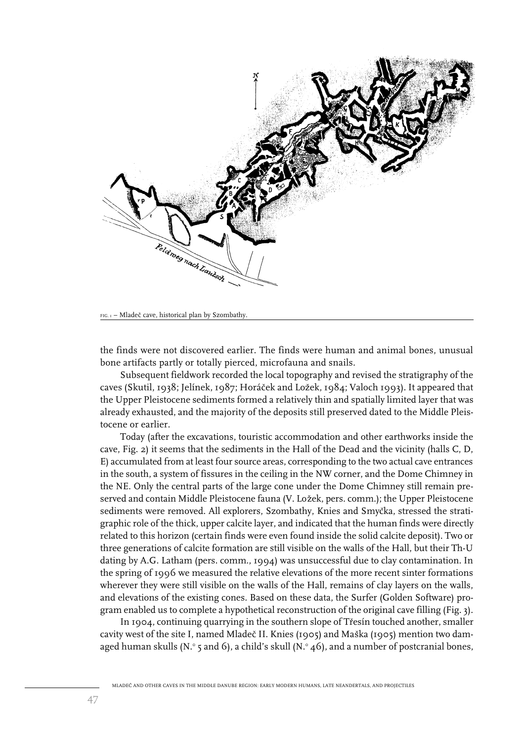FIG. 1 – Mladeč cave, historical plan by Szombathy.

the finds were not discovered earlier. The finds were human and animal bones, unusual bone artifacts partly or totally pierced, microfauna and snails.

Subsequent fieldwork recorded the local topography and revised the stratigraphy of the caves (Skutil, 1938; Jelínek, 1987; Horáček and Ložek, 1984; Valoch 1993). It appeared that the Upper Pleistocene sediments formed a relatively thin and spatially limited layer that was already exhausted, and the majority of the deposits still preserved dated to the Middle Pleistocene or earlier.

Today (after the excavations, touristic accommodation and other earthworks inside the cave, Fig. 2) it seems that the sediments in the Hall of the Dead and the vicinity (halls C, D, E) accumulated from at least four source areas, corresponding to the two actual cave entrances in the south, a system of fissures in the ceiling in the NW corner, and the Dome Chimney in the NE. Only the central parts of the large cone under the Dome Chimney still remain preserved and contain Middle Pleistocene fauna (V. Ložek, pers. comm.); the Upper Pleistocene sediments were removed. All explorers, Szombathy, Knies and Smyčka, stressed the stratigraphic role of the thick, upper calcite layer, and indicated that the human finds were directly related to this horizon (certain finds were even found inside the solid calcite deposit). Two or three generations of calcite formation are still visible on the walls of the Hall, but their Th-U dating by A.G. Latham (pers. comm., 1994) was unsuccessful due to clay contamination. In the spring of 1996 we measured the relative elevations of the more recent sinter formations wherever they were still visible on the walls of the Hall, remains of clay layers on the walls, and elevations of the existing cones. Based on these data, the Surfer (Golden Software) program enabled us to complete a hypothetical reconstruction of the original cave filling (Fig. 3).

In 1904, continuing quarrying in the southern slope of Třesín touched another, smaller cavity west of the site I, named Mladeč II. Knies (1905) and Maška (1905) mention two damaged human skulls (N.° 5 and 6), a child's skull (N.° 46), and a number of postcranial bones,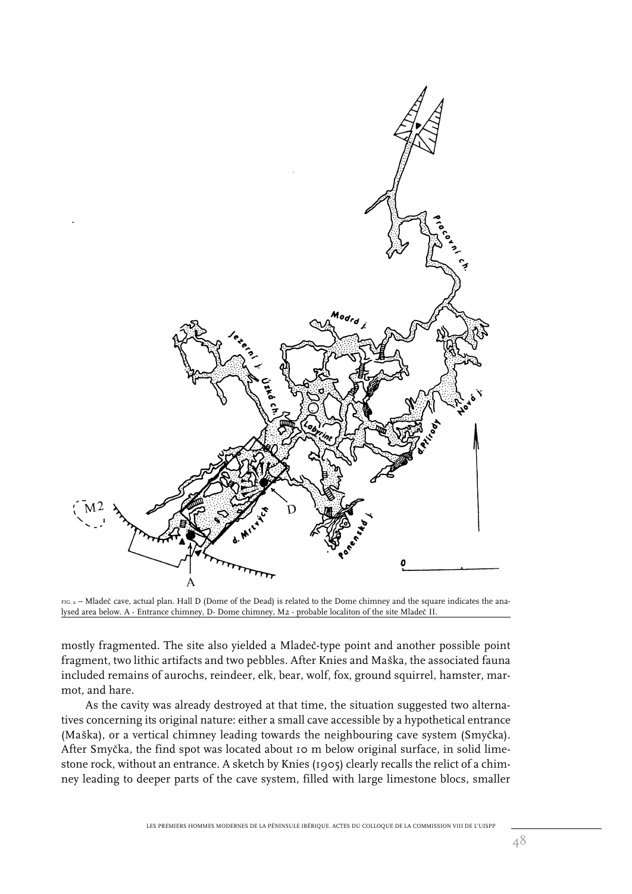FIG. 2 – Mladeč cave, actual plan. Hall D (Dome of the Dead) is related to the Dome chimney and the square indicates the analysed area below. A - Entrance chimney, D- Dome chimney, M2 - probable localiton of the site Mladeč II.

mostly fragmented. The site also yielded a Mladeč-type point and another possible point fragment, two lithic artifacts and two pebbles. After Knies and Maška, the associated fauna included remains of aurochs, reindeer, elk, bear, wolf, fox, ground squirrel, hamster, marmot, and hare.

As the cavity was already destroyed at that time, the situation suggested two alternatives concerning its original nature: either a small cave accessible by a hypothetical entrance (Maška), or a vertical chimney leading towards the neighbouring cave system (Smyčka). After Smyčka, the find spot was located about 10 m below original surface, in solid limestone rock, without an entrance. A sketch by Knies (1905) clearly recalls the relict of a chimney leading to deeper parts of the cave system, filled with large limestone blocs, smaller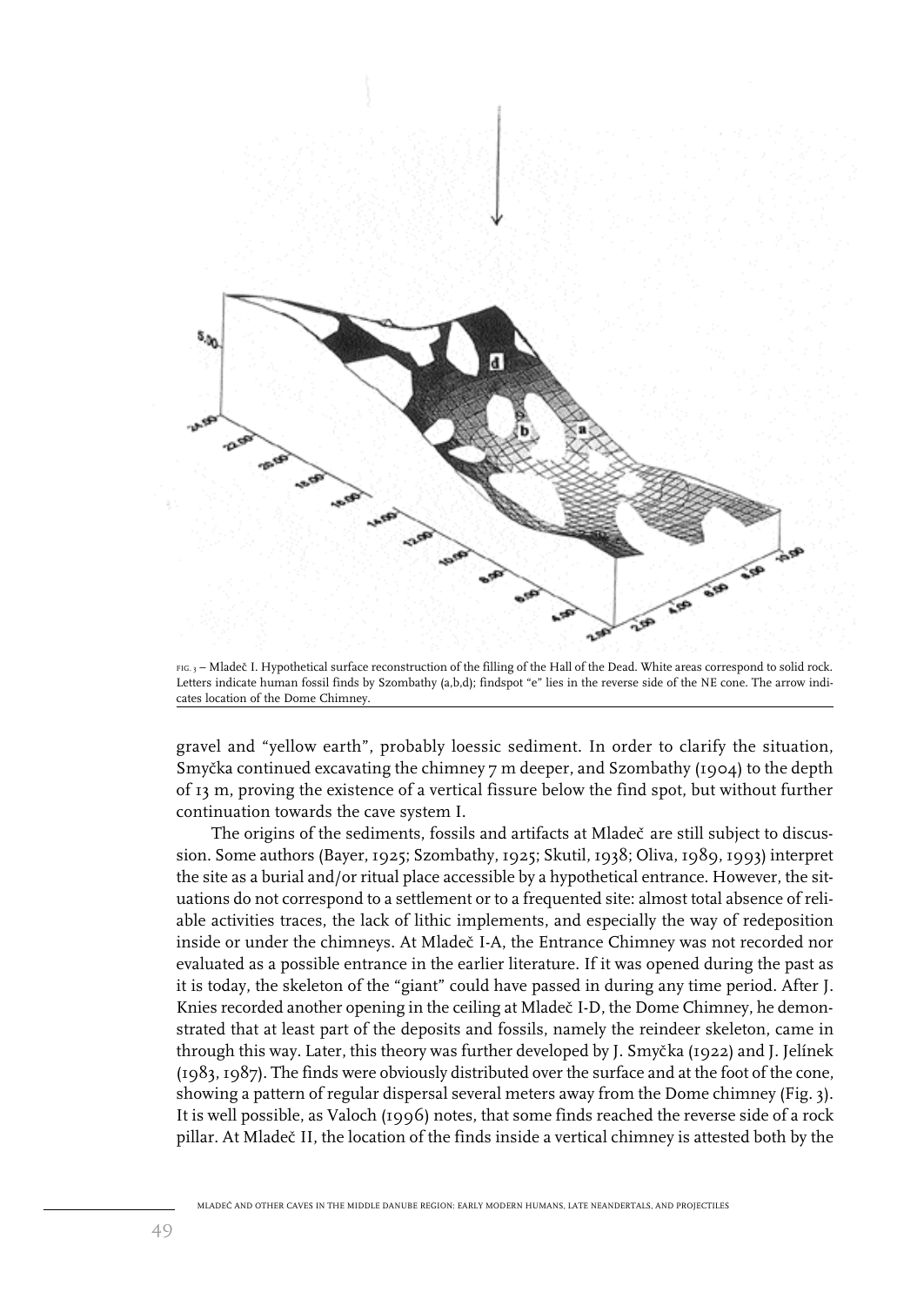FIG. 3 – Mladeč I. Hypothetical surface reconstruction of the filling of the Hall of the Dead. White areas correspond to solid rock. Letters indicate human fossil finds by Szombathy (a,b,d); findspot "e" lies in the reverse side of the NE cone. The arrow indicates location of the Dome Chimney.

gravel and "yellow earth", probably loessic sediment. In order to clarify the situation, Smyčka continued excavating the chimney 7 m deeper, and Szombathy (1904) to the depth of 13 m, proving the existence of a vertical fissure below the find spot, but without further continuation towards the cave system I.

The origins of the sediments, fossils and artifacts at Mladeč are still subject to discussion. Some authors (Bayer, 1925; Szombathy, 1925; Skutil, 1938; Oliva, 1989, 1993) interpret the site as a burial and/or ritual place accessible by a hypothetical entrance. However, the situations do not correspond to a settlement or to a frequented site: almost total absence of reliable activities traces, the lack of lithic implements, and especially the way of redeposition inside or under the chimneys. At Mladeč I-A, the Entrance Chimney was not recorded nor evaluated as a possible entrance in the earlier literature. If it was opened during the past as it is today, the skeleton of the "giant" could have passed in during any time period. After J. Knies recorded another opening in the ceiling at Mladeč I-D, the Dome Chimney, he demonstrated that at least part of the deposits and fossils, namely the reindeer skeleton, came in through this way. Later, this theory was further developed by J. Smyčka (1922) and J. Jelínek (1983, 1987). The finds were obviously distributed over the surface and at the foot of the cone, showing a pattern of regular dispersal several meters away from the Dome chimney (Fig. 3). It is well possible, as Valoch (1996) notes, that some finds reached the reverse side of a rock pillar. At Mladeč II, the location of the finds inside a vertical chimney is attested both by the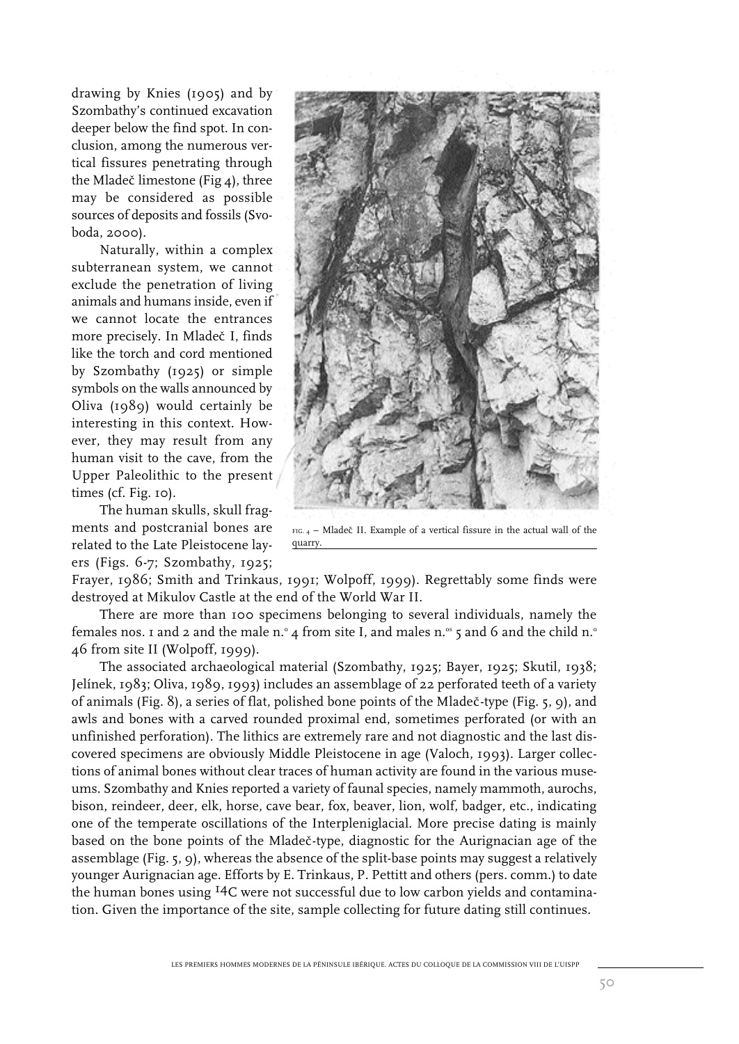drawing by Knies (1905) and by Szombathy's continued excavation deeper below the find spot. In conclusion, among the numerous vertical fissures penetrating through the Mladeč limestone (Fig 4), three may be considered as possible sources of deposits and fossils (Svoboda, 2000).

Naturally, within a complex subterranean system, we cannot exclude the penetration of living animals and humans inside, even if we cannot locate the entrances more precisely. In Mladeč I, finds like the torch and cord mentioned by Szombathy (1925) or simple symbols on the walls announced by Oliva (1989) would certainly be interesting in this context. However, they may result from any human visit to the cave, from the Upper Paleolithic to the present times (cf. Fig. 10).

FIG. 4 – Mladeč II. Example of a vertical fissure in the actual wall of the quarry.

The human skulls, skull fragments and postcranial bones are related to the Late Pleistocene layers (Figs. 6-7; Szombathy, 1925; Frayer, 1986; Smith and Trinkaus, 1991; Wolpoff, 1999). Regrettably some finds were destroyed at Mikulov Castle at the end of the World War II.

There are more than 100 specimens belonging to several individuals, namely the females nos. 1 and 2 and the male n.° 4 from site I, and males n.os 5 and 6 and the child n.° 46 from site II (Wolpoff, 1999).

The associated archaeological material (Szombathy, 1925; Bayer, 1925; Skutil, 1938; Jelínek, 1983; Oliva, 1989, 1993) includes an assemblage of 22 perforated teeth of a variety of animals (Fig. 8), a series of flat, polished bone points of the Mladeč-type (Fig. 5, 9), and awls and bones with a carved rounded proximal end, sometimes perforated (or with an unfinished perforation). The lithics are extremely rare and not diagnostic and the last discovered specimens are obviously Middle Pleistocene in age (Valoch, 1993). Larger collections of animal bones without clear traces of human activity are found in the various museums. Szombathy and Knies reported a variety of faunal species, namely mammoth, aurochs, bison, reindeer, deer, elk, horse, cave bear, fox, beaver, lion, wolf, badger, etc., indicating one of the temperate oscillations of the Interpleniglacial. More precise dating is mainly based on the bone points of the Mladeč-type, diagnostic for the Aurignacian age of the assemblage (Fig. 5, 9), whereas the absence of the split-base points may suggest a relatively younger Aurignacian age. Efforts by E. Trinkaus, P. Pettitt and others (pers. comm.) to date the human bones using $^{14}C$ were not successful due to low carbon yields and contamination. Given the importance of the site, sample collecting for future dating still continues.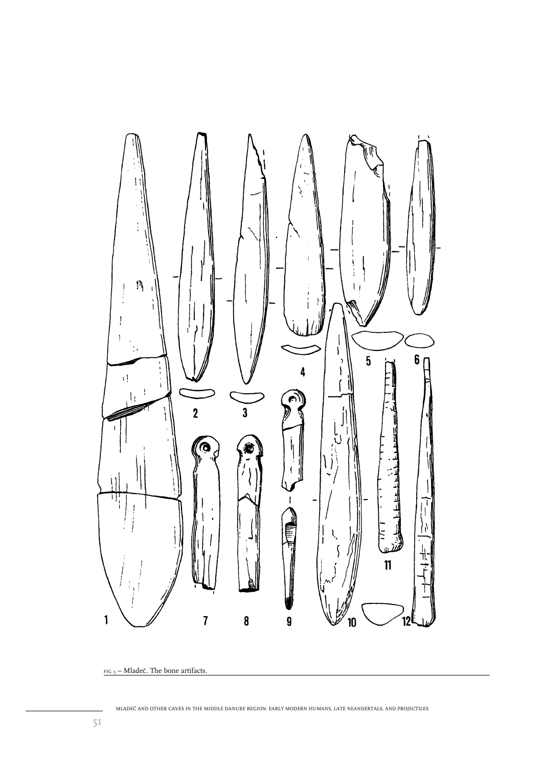fig. 5 – Mladeč. The bone artifacts.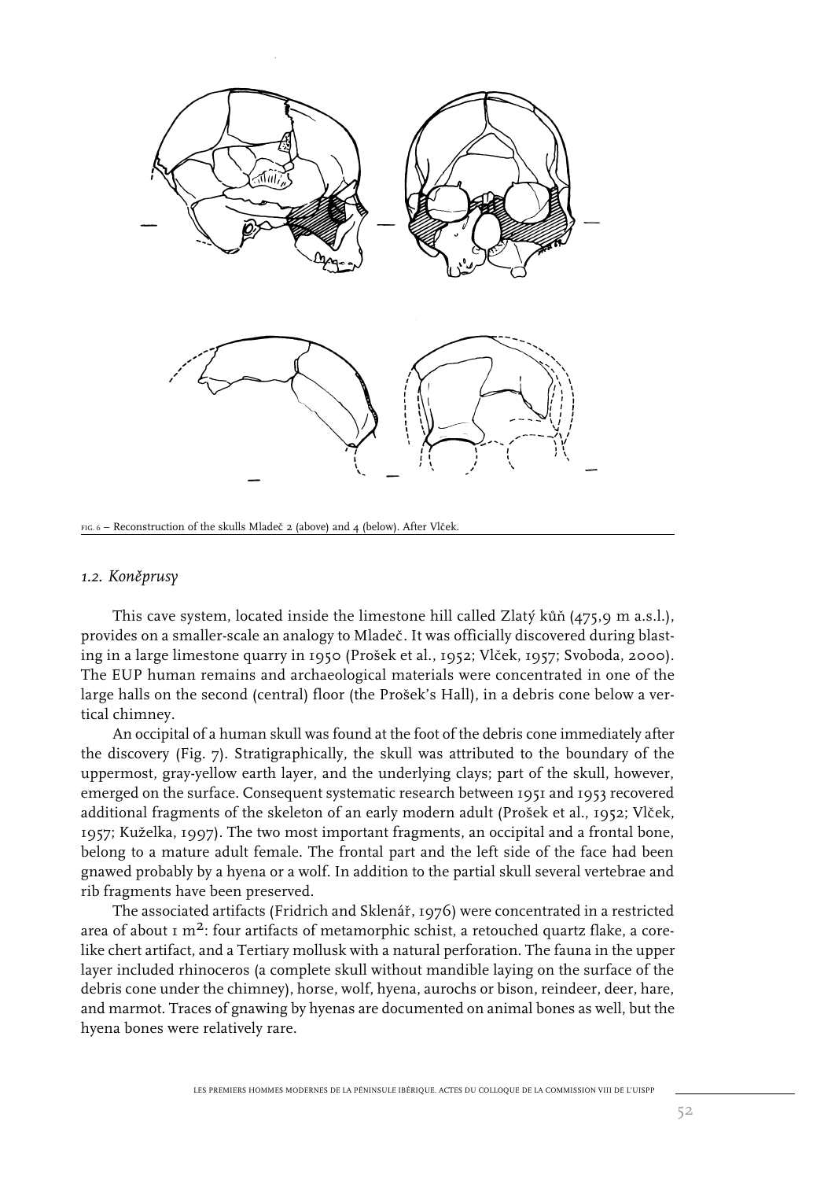FIG. 6 – Reconstruction of the skulls Mladeč 2 (above) and 4 (below). After Vlček.

### *1.2. Koněprusy*

This cave system, located inside the limestone hill called Zlatý kůň (475,9 m a.s.l.), provides on a smaller-scale an analogy to Mladeč. It was officially discovered during blasting in a large limestone quarry in 1950 (Prošek et al., 1952; Vlček, 1957; Svoboda, 2000). The EUP human remains and archaeological materials were concentrated in one of the large halls on the second (central) floor (the Prošek's Hall), in a debris cone below a vertical chimney.

An occipital of a human skull was found at the foot of the debris cone immediately after the discovery (Fig. 7). Stratigraphically, the skull was attributed to the boundary of the uppermost, gray-yellow earth layer, and the underlying clays; part of the skull, however, emerged on the surface. Consequent systematic research between 1951 and 1953 recovered additional fragments of the skeleton of an early modern adult (Prošek et al., 1952; Vlček, 1957; Kuželka, 1997). The two most important fragments, an occipital and a frontal bone, belong to a mature adult female. The frontal part and the left side of the face had been gnawed probably by a hyena or a wolf. In addition to the partial skull several vertebrae and rib fragments have been preserved.

The associated artifacts (Fridrich and Sklenář, 1976) were concentrated in a restricted area of about 1 m²: four artifacts of metamorphic schist, a retouched quartz flake, a core-like chert artifact, and a Tertiary mollusk with a natural perforation. The fauna in the upper layer included rhinoceros (a complete skull without mandible laying on the surface of the debris cone under the chimney), horse, wolf, hyena, aurochs or bison, reindeer, deer, hare, and marmot. Traces of gnawing by hyenas are documented on animal bones as well, but the hyena bones were relatively rare.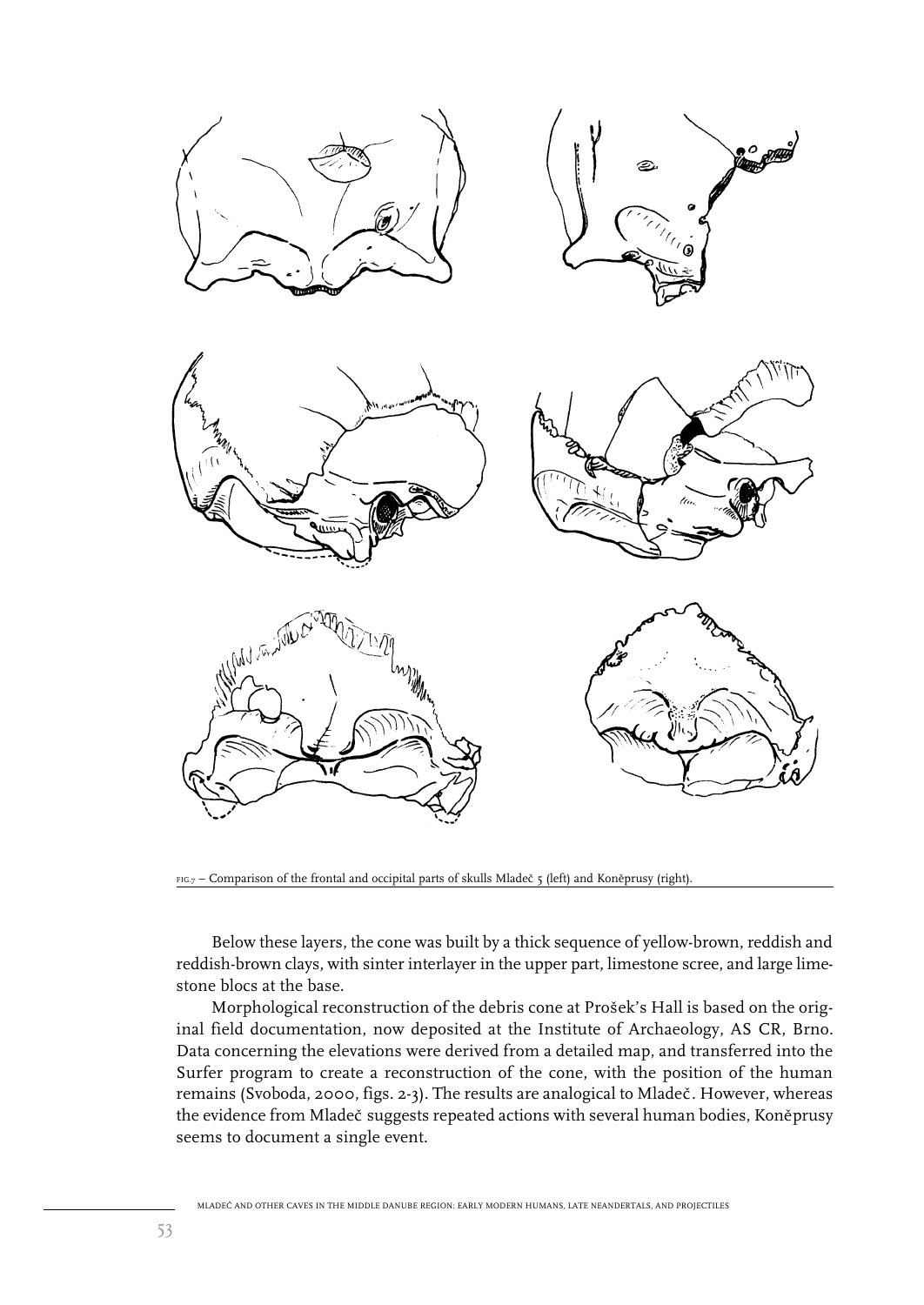FIG.7 – Comparison of the frontal and occipital parts of skulls Mladeč 5 (left) and Koněprusy (right).

Below these layers, the cone was built by a thick sequence of yellow-brown, reddish and reddish-brown clays, with sinter interlayer in the upper part, limestone scree, and large limestone blocs at the base.

Morphological reconstruction of the debris cone at Prošek's Hall is based on the original field documentation, now deposited at the Institute of Archaeology, AS CR, Brno. Data concerning the elevations were derived from a detailed map, and transferred into the Surfer program to create a reconstruction of the cone, with the position of the human remains (Svoboda, 2000, figs. 2-3). The results are analogical to Mladeč. However, whereas the evidence from Mladeč suggests repeated actions with several human bodies, Koněprusy seems to document a single event.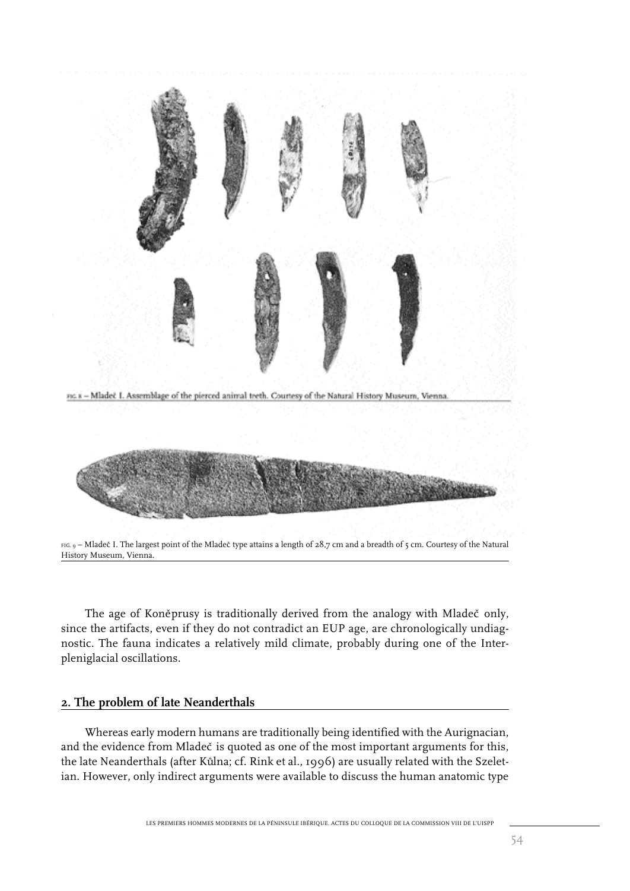FIG. 8 – Mladeč I. Assemblage of the pierced animal teeth. Courtesy of the Natural History Museum, Vienna.

FIG. 9 – Mladeč I. The largest point of the Mladeč type attains a length of 28,7 cm and a breadth of 5 cm. Courtesy of the Natural History Museum, Vienna.

The age of Koněprusy is traditionally derived from the analogy with Mladeč only, since the artifacts, even if they do not contradict an EUP age, are chronologically undiagnostic. The fauna indicates a relatively mild climate, probably during one of the Interpleniglacial oscillations.

## 2. The problem of late Neanderthals

Whereas early modern humans are traditionally being identified with the Aurignacian, and the evidence from Mladeč is quoted as one of the most important arguments for this, the late Neanderthals (after Kůlna; cf. Rink et al., 1996) are usually related with the Szeletian. However, only indirect arguments were available to discuss the human anatomic type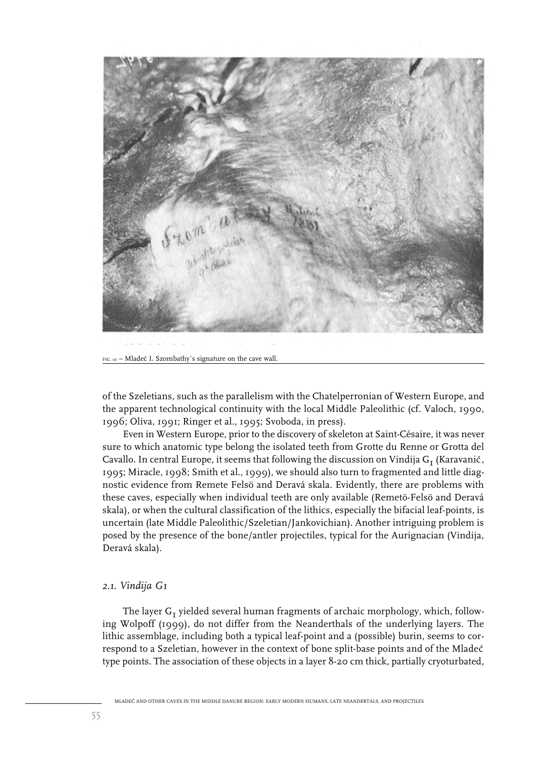FIG. 10 – Mladeč I. Szombathy´s signature on the cave wall.

of the Szeletians, such as the parallelism with the Chatelperronian of Western Europe, and the apparent technological continuity with the local Middle Paleolithic (cf. Valoch, 1990, 1996; Oliva, 1991; Ringer et al., 1995; Svoboda, in press).

Even in Western Europe, prior to the discovery of skeleton at Saint-Césaire, it was never sure to which anatomic type belong the isolated teeth from Grotte du Renne or Grotta del Cavallo. In central Europe, it seems that following the discussion on Vindija $G_I$ (Karavanič, 1995; Miracle, 1998; Smith et al., 1999), we should also turn to fragmented and little diagnostic evidence from Remete Felsö and Deravá skala. Evidently, there are problems with these caves, especially when individual teeth are only available (Remetö-Felsö and Deravá skala), or when the cultural classification of the lithics, especially the bifacial leaf-points, is uncertain (late Middle Paleolithic/Szeletian/Jankovichian). Another intriguing problem is posed by the presence of the bone/antler projectiles, typical for the Aurignacian (Vindija, Deravá skala).

### *2.1. Vindija G1*

The layer $G_I$ yielded several human fragments of archaic morphology, which, following Wolpoff (1999), do not differ from the Neanderthals of the underlying layers. The lithic assemblage, including both a typical leaf-point and a (possible) burin, seems to correspond to a Szeletian, however in the context of bone split-base points and of the Mladeč type points. The association of these objects in a layer 8-20 cm thick, partially cryoturbated,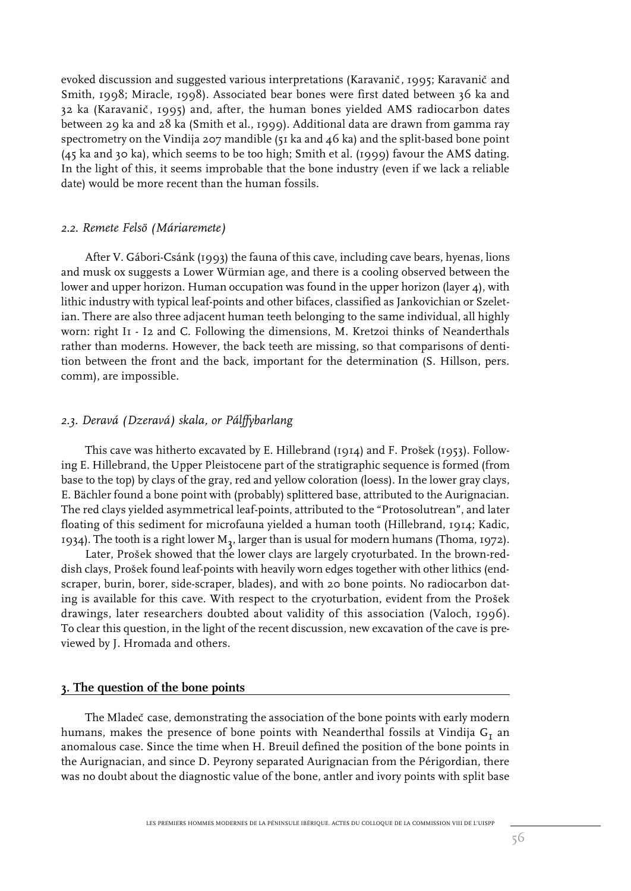evoked discussion and suggested various interpretations (Karavanič, 1995; Karavanič and Smith, 1998; Miracle, 1998). Associated bear bones were first dated between 36 ka and 32 ka (Karavanič, 1995) and, after, the human bones yielded AMS radiocarbon dates between 29 ka and 28 ka (Smith et al., 1999). Additional data are drawn from gamma ray spectrometry on the Vindija 207 mandible (51 ka and 46 ka) and the split-based bone point (45 ka and 30 ka), which seems to be too high; Smith et al. (1999) favour the AMS dating. In the light of this, it seems improbable that the bone industry (even if we lack a reliable date) would be more recent than the human fossils.

### *2.2. Remete Felsö (Máriaremete)*

After V. Gábori-Csánk (1993) the fauna of this cave, including cave bears, hyenas, lions and musk ox suggests a Lower Würmian age, and there is a cooling observed between the lower and upper horizon. Human occupation was found in the upper horizon (layer 4), with lithic industry with typical leaf-points and other bifaces, classified as Jankovichian or Szeletian. There are also three adjacent human teeth belonging to the same individual, all highly worn: right I1 - I2 and C. Following the dimensions, M. Kretzoi thinks of Neanderthals rather than moderns. However, the back teeth are missing, so that comparisons of dentition between the front and the back, important for the determination (S. Hillson, pers. comm), are impossible.

### *2.3. Deravá (Dzerava) skala, or Pálffybarlang*

This cave was hitherto excavated by E. Hillebrand (1914) and F. Prošek (1953). Following E. Hillebrand, the Upper Pleistocene part of the stratigraphic sequence is formed (from base to the top) by clays of the gray, red and yellow coloration (loess). In the lower gray clays, E. Bächler found a bone point with (probably) splittered base, attributed to the Aurignacian. The red clays yielded asymmetrical leaf-points, attributed to the "Protosolutrean", and later floating of this sediment for microfauna yielded a human tooth (Hillebrand, 1914; Kadic, 1934). The tooth is a right lower $M_3$, larger than is usual for modern humans (Thoma, 1972).

Later, Prošek showed that the lower clays are largely cryoturbated. In the brown-reddish clays, Prošek found leaf-points with heavily worn edges together with other lithics (end-scraper, burin, borer, side-scraper, blades), and with 20 bone points. No radiocarbon dating is available for this cave. With respect to the cryoturbation, evident from the Prošek drawings, later researchers doubted about validity of this association (Valoch, 1996). To clear this question, in the light of the recent discussion, new excavation of the cave is previewed by J. Hromada and others.

## 3. The question of the bone points

The Mladeč case, demonstrating the association of the bone points with early modern humans, makes the presence of bone points with Neanderthal fossils at Vindija $G_1$ an anomalous case. Since the time when H. Breuil defined the position of the bone points in the Aurignacian, and since D. Peyrony separated Aurignacian from the Périgordian, there was no doubt about the diagnostic value of the bone, antler and ivory points with split base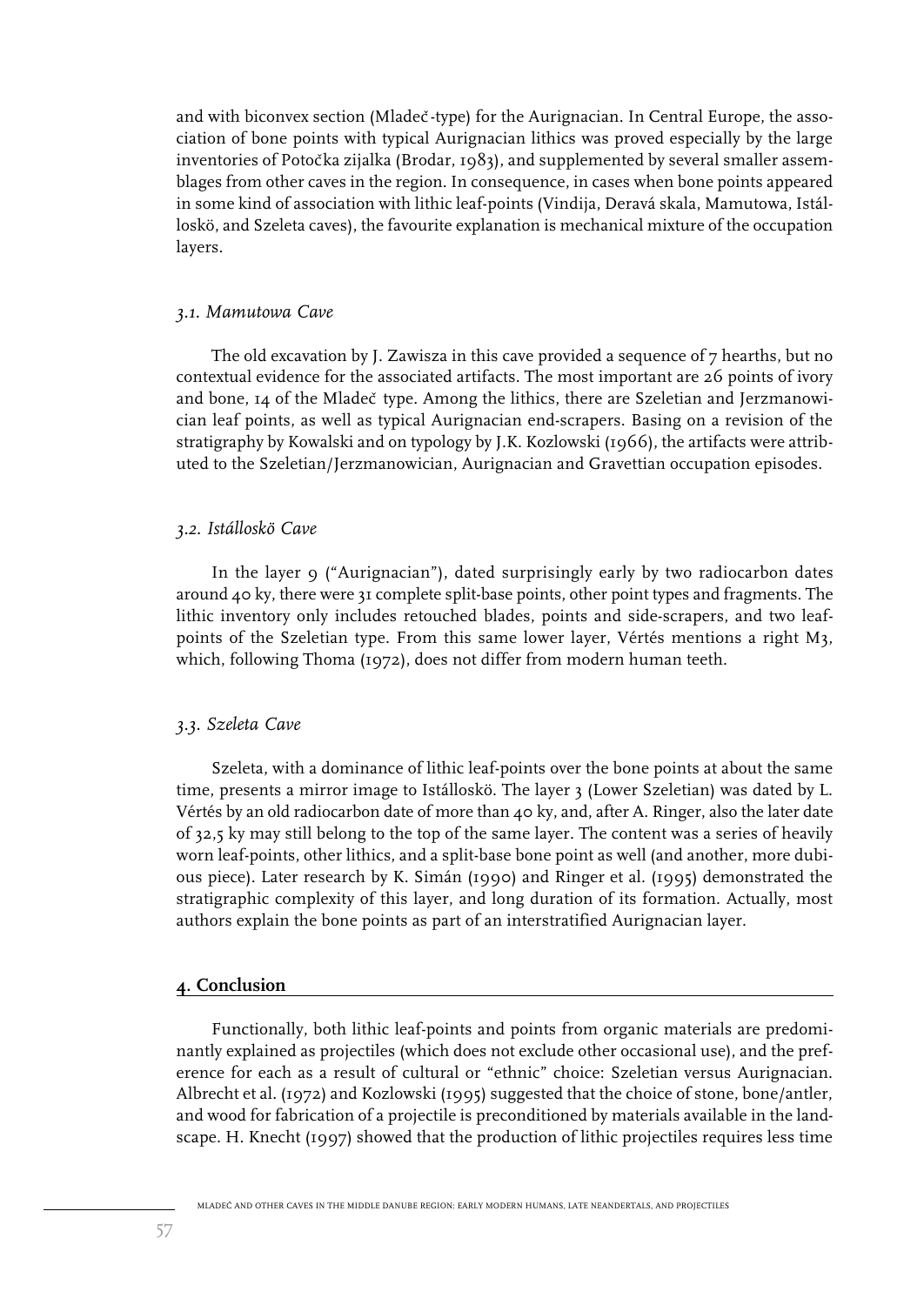and with biconvex section (Mladeč-type) for the Aurignacian. In Central Europe, the association of bone points with typical Aurignacian lithics was proved especially by the large inventories of Potočka zijalka (Brodar, 1983), and supplemented by several smaller assemblages from other caves in the region. In consequence, in cases when bone points appeared in some kind of association with lithic leaf-points (Vindija, Deravá skala, Mamutowa, Istálloskö, and Szeleta caves), the favourite explanation is mechanical mixture of the occupation layers.

### *3.1. Mamutowa Cave*

The old excavation by J. Zawisza in this cave provided a sequence of 7 hearths, but no contextual evidence for the associated artifacts. The most important are 26 points of ivory and bone, 14 of the Mladeč type. Among the lithics, there are Szeletian and Jerzmanowician leaf points, as well as typical Aurignacian end-scrapers. Basing on a revision of the stratigraphy by Kowalski and on typology by J.K. Kozlowski (1966), the artifacts were attributed to the Szeletian/Jerzmanowician, Aurignacian and Gravettian occupation episodes.

### *3.2. Istálloskö Cave*

In the layer 9 ("Aurignacian"), dated surprisingly early by two radiocarbon dates around 40 ky, there were 31 complete split-base points, other point types and fragments. The lithic inventory only includes retouched blades, points and side-scrapers, and two leaf-points of the Szeletian type. From this same lower layer, Vértés mentions a right M3, which, following Thoma (1972), does not differ from modern human teeth.

### *3.3. Szeleta Cave*

Szeleta, with a dominance of lithic leaf-points over the bone points at about the same time, presents a mirror image to Istálloskö. The layer 3 (Lower Szeletian) was dated by L. Vértés by an old radiocarbon date of more than 40 ky, and, after A. Ringer, also the later date of 32,5 ky may still belong to the top of the same layer. The content was a series of heavily worn leaf-points, other lithics, and a split-base bone point as well (and another, more dubious piece). Later research by K. Simán (1990) and Ringer et al. (1995) demonstrated the stratigraphic complexity of this layer, and long duration of its formation. Actually, most authors explain the bone points as part of an interstratified Aurignacian layer.

## **4. Conclusion**

Functionally, both lithic leaf-points and points from organic materials are predominantly explained as projectiles (which does not exclude other occasional use), and the preference for each as a result of cultural or "ethnic" choice: Szeletian versus Aurignacian. Albrecht et al. (1972) and Kozlowski (1995) suggested that the choice of stone, bone/antler, and wood for fabrication of a projectile is preconditioned by materials available in the landscape. H. Knecht (1997) showed that the production of lithic projectiles requires less time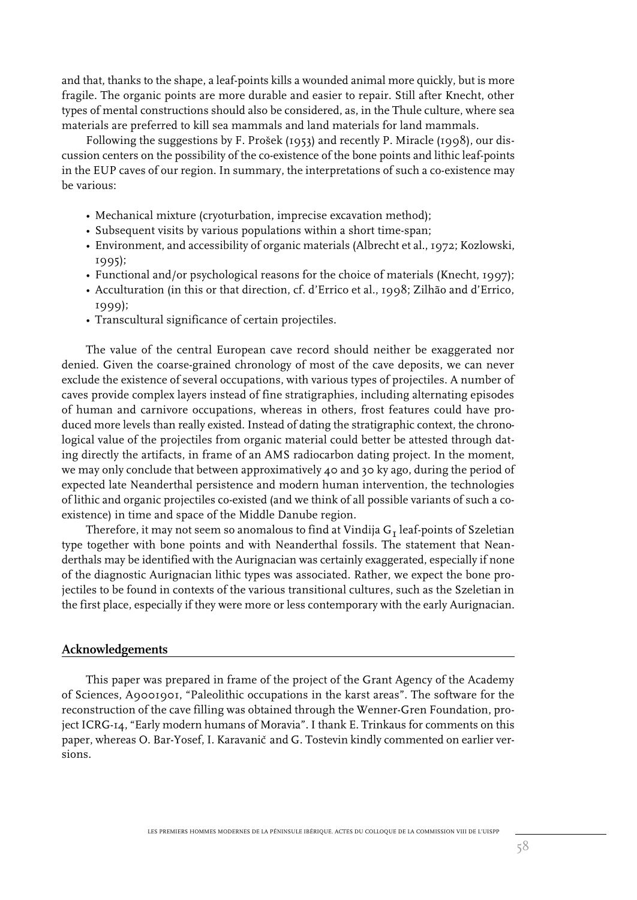and that, thanks to the shape, a leaf-points kills a wounded animal more quickly, but is more fragile. The organic points are more durable and easier to repair. Still after Knecht, other types of mental constructions should also be considered, as, in the Thule culture, where sea materials are preferred to kill sea mammals and land materials for land mammals.

Following the suggestions by F. Prošek (1953) and recently P. Miracle (1998), our discussion centers on the possibility of the co-existence of the bone points and lithic leaf-points in the EUP caves of our region. In summary, the interpretations of such a co-existence may be various:

- Mechanical mixture (cryoturbation, imprecise excavation method);
- Subsequent visits by various populations within a short time-span;
- Environment, and accessibility of organic materials (Albrecht et al., 1972; Kozlowski, 1995);
- Functional and/or psychological reasons for the choice of materials (Knecht, 1997);
- Acculturation (in this or that direction, cf. d'Errico et al., 1998; Zilhão and d'Errico, 1999);
- Transcultural significance of certain projectiles.

The value of the central European cave record should neither be exaggerated nor denied. Given the coarse-grained chronology of most of the cave deposits, we can never exclude the existence of several occupations, with various types of projectiles. A number of caves provide complex layers instead of fine stratigraphies, including alternating episodes of human and carnivore occupations, whereas in others, frost features could have produced more levels than really existed. Instead of dating the stratigraphic context, the chronological value of the projectiles from organic material could better be attested through dating directly the artifacts, in frame of an AMS radiocarbon dating project. In the moment, we may only conclude that between approximatively 40 and 30 ky ago, during the period of expected late Neanderthal persistence and modern human intervention, the technologies of lithic and organic projectiles co-existed (and we think of all possible variants of such a co-existence) in time and space of the Middle Danube region.

Therefore, it may not seem so anomalous to find at Vindija $G_1$ leaf-points of Szeletian type together with bone points and with Neanderthal fossils. The statement that Neanderthals may be identified with the Aurignacian was certainly exaggerated, especially if none of the diagnostic Aurignacian lithic types was associated. Rather, we expect the bone projectiles to be found in contexts of the various transitional cultures, such as the Szeletian in the first place, especially if they were more or less contemporary with the early Aurignacian.

## Acknowledgements

This paper was prepared in frame of the project of the Grant Agency of the Academy of Sciences, A9001901, "Paleolithic occupations in the karst areas". The software for the reconstruction of the cave filling was obtained through the Wenner-Gren Foundation, project ICRG-14, "Early modern humans of Moravia". I thank E. Trinkaus for comments on this paper, whereas O. Bar-Yosef, I. Karavanič and G. Tostevin kindly commented on earlier versions.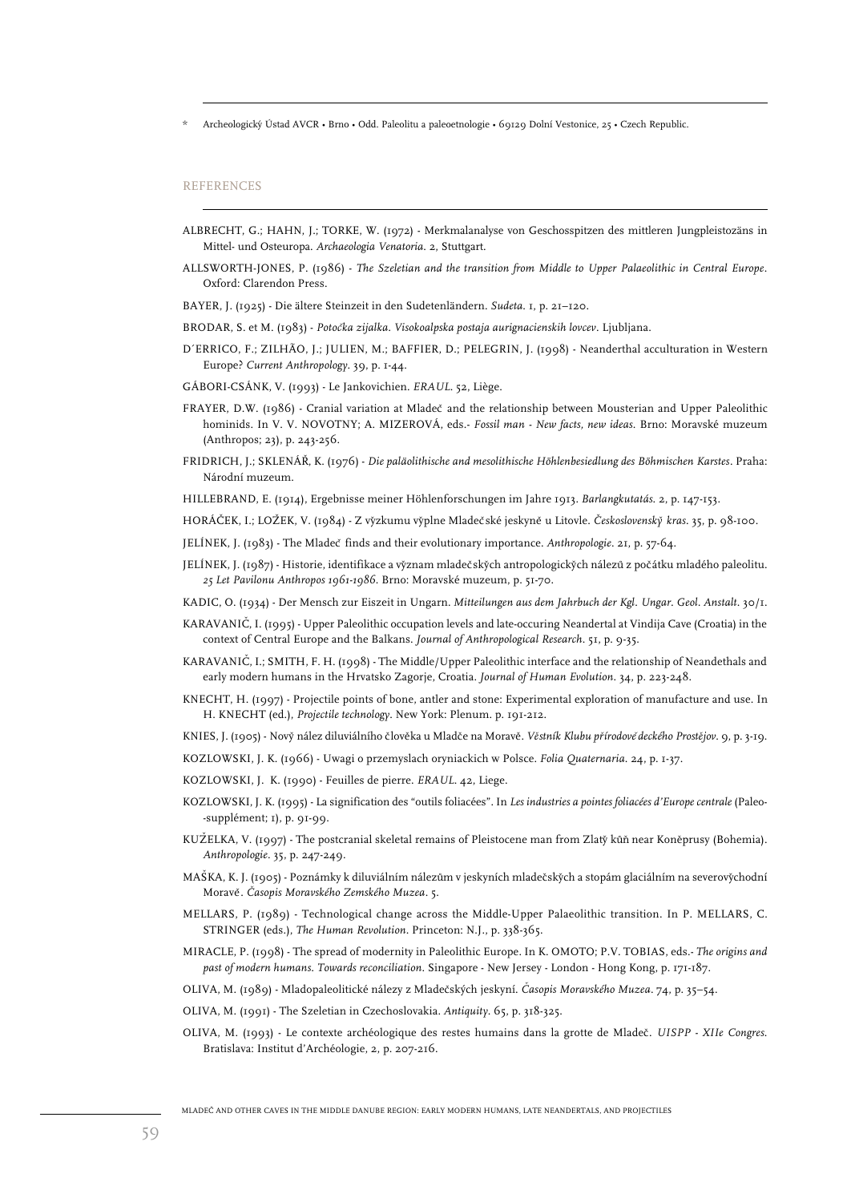\* Archeologický Ústad AVCR • Brno • Odd. Paleolitu a paleoetnologie • 69129 Dolní Vestonice, 25 • Czech Republic.

## REFERENCES

ALBRECHT, G.; HAHN, J.; TORKE, W. (1972) - Merkmalanalyse von Geschosspitzen des mittleren Jungpleistozäns in Mittel- und Osteuropa. *Archaeologia Venatoria*. 2, Stuttgart.

ALLSWORTH-JONES, P. (1986) - *The Szeletian and the transition from Middle to Upper Palaeolithic in Central Europe*. Oxford: Clarendon Press.

BAYER, J. (1925) - Die ältere Steinzeit in den Sudetenländern. *Sudeta*. 1, p. 21–120.

BRODAR, S. et M. (1983) - *Potočka zijalka. Visokoalpska postaja aurignacienskih lovcev*. Ljubljana.

D´ERRICO, F.; ZILHÃO, J.; JULIEN, M.; BAFFIER, D.; PELEGRIN, J. (1998) - Neanderthal acculturation in Western Europe? *Current Anthropology*. 39, p. 1-44.

GÁBORI-CSÁNK, V. (1993) - Le Jankovichien. *ERAUL*. 52, Liège.

FRAYER, D.W. (1986) - Cranial variation at Mladeč and the relationship between Mousterian and Upper Paleolithic hominids. In V. V. NOVOTNY; A. MIZEROVÁ, eds.- *Fossil man - New facts, new ideas*. Brno: Moravské muzeum (Anthropos; 23), p. 243-256.

FRIDRICH, J.; SKLENÁŘ, K. (1976) - *Die paläolithische and mesolithische Höhlenbesiedlung des Böhmischen Karstes*. Praha: Národní muzeum.

HILLEBRAND, E. (1914), Ergebnisse meiner Höhlenforschungen im Jahre 1913. *Barlangkutatás*. 2, p. 147-153.

HORÁČEK, I.; LOŽEK, V. (1984) - Z výzkumu výplne Mladečské jeskyně u Litovle. *Československý kras*. 35, p. 98-100.

JELÍNEK, J. (1983) - The Mladeč finds and their evolutionary importance. *Anthropologie*. 21, p. 57-64.

JELÍNEK, J. (1987) - Historie, identifikace a význam mladečských antropologických nálezů z počátku mladého paleolitu. *25 Let Pavilonu Anthropos 1961-1986*. Brno: Moravské muzeum, p. 51-70.

KADIC, O. (1934) - Der Mensch zur Eiszeit in Ungarn. *Mitteilungen aus dem Jahrbuch der Kgl. Ungar. Geol. Anstalt*. 30/1.

KARAVANIĆ, I. (1995) - Upper Paleolithic occupation levels and late-occuring Neandertal at Vindija Cave (Croatia) in the context of Central Europe and the Balkans. *Journal of Anthropological Research*. 51, p. 9-35.

KARAVANIĆ, I.; SMITH, F. H. (1998) - The Middle/Upper Paleolithic interface and the relationship of Neandethals and early modern humans in the Hrvatsko Zagorje, Croatia. *Journal of Human Evolution*. 34, p. 223-248.

KNECHT, H. (1997) - Projectile points of bone, antler and stone: Experimental exploration of manufacture and use. In H. KNECHT (ed.), *Projectile technology*. New York: Plenum. p. 191-212.

KNIES, J. (1905) - Nový nález diluviálního člověka u Mladče na Moravě. *Věstník Klubu přírodovědeckého Prostějov*. 9, p. 3-19.

KOZLOWSKI, J. K. (1966) - Uwagi o przemyslach oryniackich w Polsce. *Folia Quaternaria*. 24, p. 1-37.

KOZLOWSKI, J. K. (1990) - Feuilles de pierre. *ERAUL*. 42, Liege.

KOZLOWSKI, J. K. (1995) - La signification des "outils foliacées". In *Les industries a pointes foliacées d'Europe centrale* (Paleo--supplément; 1), p. 91-99.

KUŽELKA, V. (1997) - The postcranial skeletal remains of Pleistocene man from Zlatý kůň near Koněprusy (Bohemia). *Anthropologie*. 35, p. 247-249.

MAŠKA, K. J. (1905) - Poznámky k diluviálním nálezům v jeskyních mladečských a stopám glaciálním na severovýchodní Moravě. *Časopis Moravského Zemského Muzea*. 5.

MELLARS, P. (1989) - Technological change across the Middle-Upper Palaeolithic transition. In P. MELLARS, C. STRINGER (eds.), *The Human Revolution*. Princeton: N.J., p. 338-365.

MIRACLE, P. (1998) - The spread of modernity in Paleolithic Europe. In K. OMOTO; P.V. TOBIAS, eds.- *The origins and past of modern humans. Towards reconciliation*. Singapore - New Jersey - London - Hong Kong, p. 171-187.

OLIVA, M. (1989) - Mladopaleolitické nálezy z Mladečských jeskyní. *Časopis Moravského Muzea*. 74, p. 35–54.

OLIVA, M. (1991) - The Szeletian in Czechoslovakia. *Antiquity*. 65, p. 318-325.

OLIVA, M. (1993) - Le contexte archéologique des restes humains dans la grotte de Mladeč. *UISPP - XIIe Congres*. Bratislava: Institut d'Archéologie, 2, p. 207-216.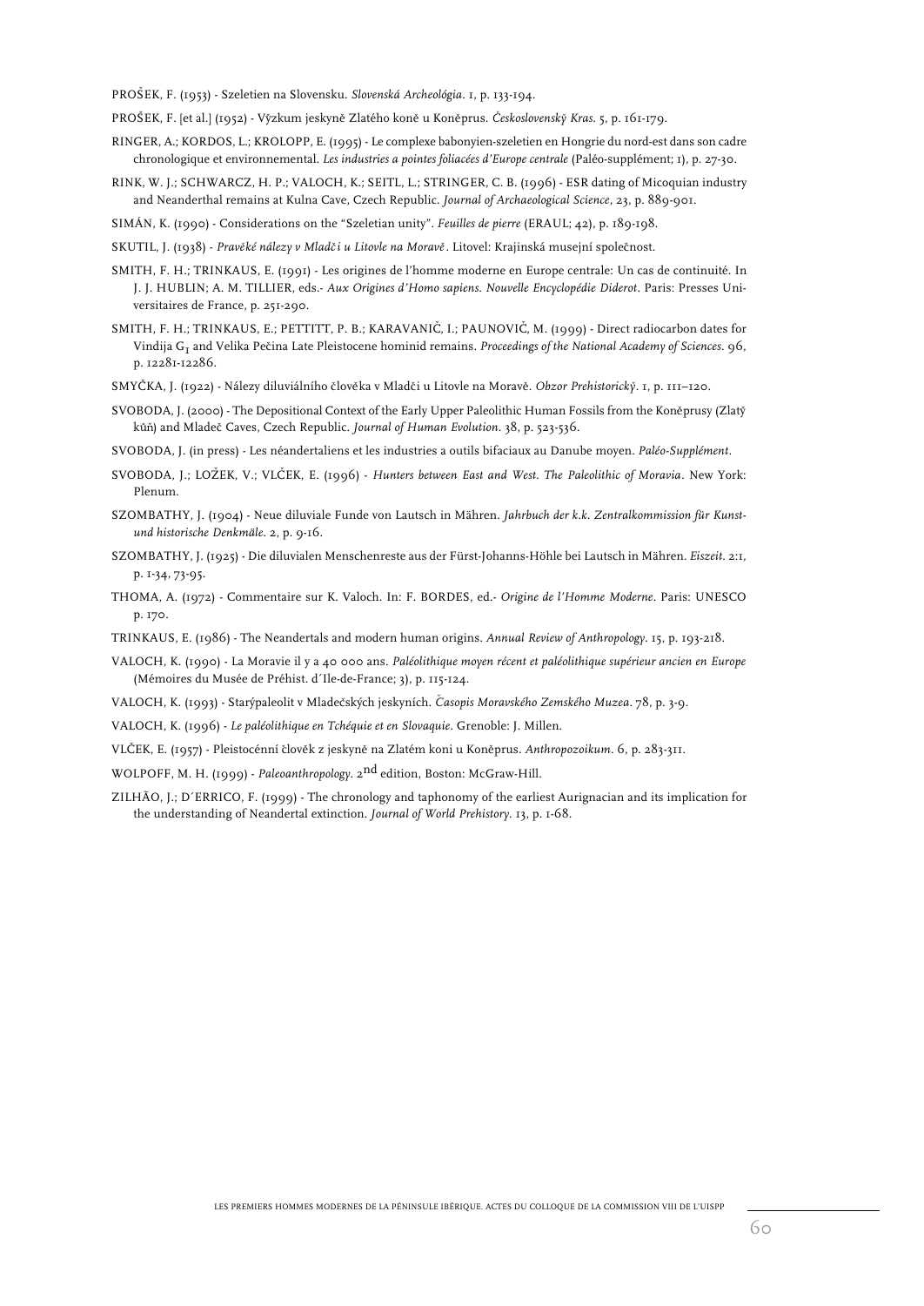PROŠEK, F. (1953) - Szeletien na Slovensku. *Slovenská Archeológia*. 1, p. 133-194.

PROŠEK, F. [et al.] (1952) - Výzkum jeskyně Zlatého koně u Koněprus. *Československý Kras*. 5, p. 161-179.

RINGER, A.; KORDOS, L.; KROLOPP, E. (1995) - Le complexe babonyien-szeletien en Hongrie du nord-est dans son cadre chronologique et environnemental. *Les industries a pointes foliacées d'Europe centrale* (Paléo-supplément; 1), p. 27-30.

RINK, W. J.; SCHWARCZ, H. P.; VALOCH, K.; SEITL, L.; STRINGER, C. B. (1996) - ESR dating of Micoquian industry and Neanderthal remains at Kulna Cave, Czech Republic. *Journal of Archaeological Science*, 23, p. 889-901.

SIMÁN, K. (1990) - Considerations on the "Szeletian unity". *Feuilles de pierre* (ERAUL; 42), p. 189-198.

SKUTIL, J. (1938) - *Pravěké nálezy v Mladči u Litovle na Moravě*. Litovel: Krajinská musejní společnost.

SMITH, F. H.; TRINKAUS, E. (1991) - Les origines de l'homme moderne en Europe centrale: Un cas de continuité. In J. J. HUBLIN; A. M. TILLIER, eds.- *Aux Origines d'Homo sapiens. Nouvelle Encyclopédie Diderot*. Paris: Presses Universitaires de France, p. 251-290.

SMITH, F. H.; TRINKAUS, E.; PETTITT, P. B.; KARAVANIČ, I.; PAUNOVIČ, M. (1999) - Direct radiocarbon dates for Vindija $G_1$ and Velika Pečina Late Pleistocene hominid remains. *Proceedings of the National Academy of Sciences*. 96, p. 12281-12286.

SMYČKA, J. (1922) - Nálezy diluviálního člověka v Mladči u Litovle na Moravě. *Obzor Prehistorický*. 1, p. 111–120.

SVOBODA, J. (2000) - The Depositional Context of the Early Upper Paleolithic Human Fossils from the Koněprusy (Zlatý kůň) and Mladeč Caves, Czech Republic. *Journal of Human Evolution*. 38, p. 523-536.

SVOBODA, J. (in press) - Les néandertaliens et les industries a outils bifaciaux au Danube moyen. *Paléo-Supplément*.

SVOBODA, J.; LOŽEK, V.; VLČEK, E. (1996) - *Hunters between East and West. The Paleolithic of Moravia*. New York: Plenum.

SZOMBATHY, J. (1904) - Neue diluviale Funde von Lautsch in Mähren. *Jahrbuch der k.k. Zentralkommission für Kunst- und historische Denkmäle*. 2, p. 9-16.

SZOMBATHY, J. (1925) - Die diluvialen Menschenreste aus der Fürst-Johanns-Höhle bei Lautsch in Mähren. *Eiszeit*. 2:1, p. 1-34, 73-95.

THOMA, A. (1972) - Commentaire sur K. Valoch. In: F. BORDES, ed.- *Origine de l'Homme Moderne*. Paris: UNESCO p. 170.

TRINKAUS, E. (1986) - The Neandertals and modern human origins. *Annual Review of Anthropology*. 15, p. 193-218.

VALOCH, K. (1990) - La Moravie il y a 40 000 ans. *Paléolithique moyen récent et paléolithique supérieur ancien en Europe* (Mémoires du Musée de Préhist. d´Ile-de-France; 3), p. 115-124.

VALOCH, K. (1993) - Starýpaleolit v Mladečských jeskyních. *Časopis Moravského Zemského Muzea*. 78, p. 3-9.

VALOCH, K. (1996) - *Le paléolithique en Tchéquie et en Slovaquie*. Grenoble: J. Millen.

VLČEK, E. (1957) - Pleistocénní člověk z jeskyně na Zlatém koni u Koněprus. *Anthropozoikum*. 6, p. 283-311.

WOLPOFF, M. H. (1999) - *Paleoanthropology*. 2nd edition, Boston: McGraw-Hill.

ZILHÃO, J.; D´ERRICO, F. (1999) - The chronology and taphonomy of the earliest Aurignacian and its implication for the understanding of Neandertal extinction. *Journal of World Prehistory*. 13, p. 1-68.